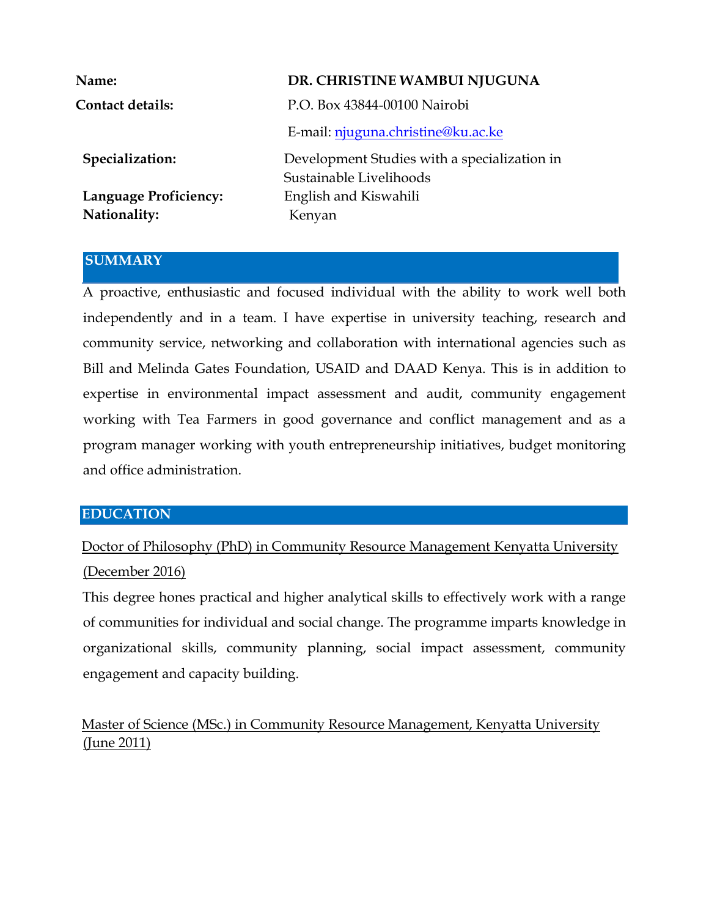| | |
|---|---|
| **Name:** | **DR. CHRISTINE WAMBUI NJUGUNA** |
| **Contact details:** | P.O. Box 43844-00100 Nairobi |
| | E-mail: njuguna.christine@ku.ac.ke |
| **Specialization:** | Development Studies with a specialization in Sustainable Livelihoods |
| **Language Proficiency:** | English and Kiswahili |
| **Nationality:** | Kenyan |

## SUMMARY

A proactive, enthusiastic and focused individual with the ability to work well both independently and in a team. I have expertise in university teaching, research and community service, networking and collaboration with international agencies such as Bill and Melinda Gates Foundation, USAID and DAAD Kenya. This is in addition to expertise in environmental impact assessment and audit, community engagement working with Tea Farmers in good governance and conflict management and as a program manager working with youth entrepreneurship initiatives, budget monitoring and office administration.

## EDUCATION

Doctor of Philosophy (PhD) in Community Resource Management Kenyatta University (December 2016)

This degree hones practical and higher analytical skills to effectively work with a range of communities for individual and social change. The programme imparts knowledge in organizational skills, community planning, social impact assessment, community engagement and capacity building.

Master of Science (MSc.) in Community Resource Management, Kenyatta University (June 2011)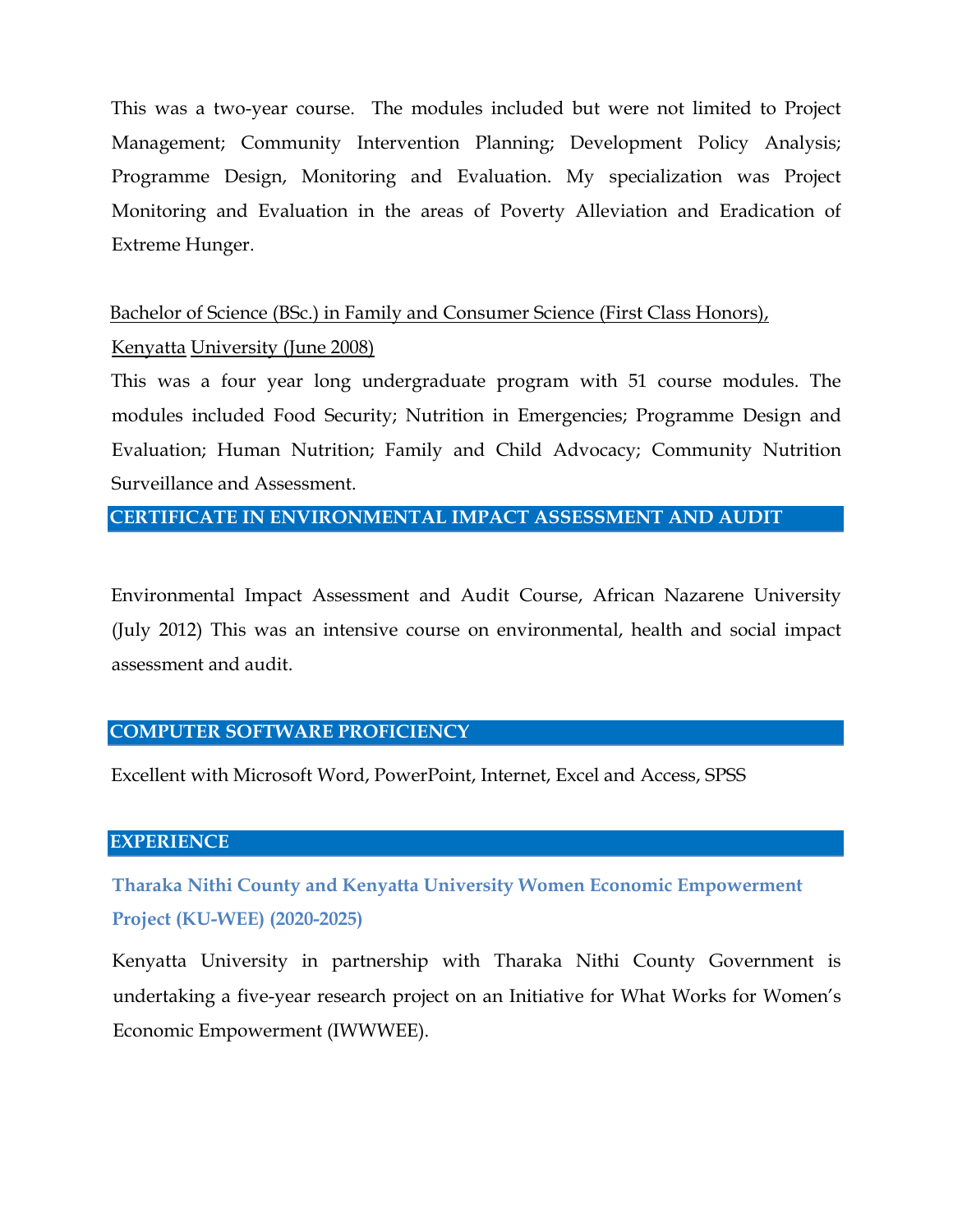This was a two-year course. The modules included but were not limited to Project Management; Community Intervention Planning; Development Policy Analysis; Programme Design, Monitoring and Evaluation. My specialization was Project Monitoring and Evaluation in the areas of Poverty Alleviation and Eradication of Extreme Hunger.

Bachelor of Science (BSc.) in Family and Consumer Science (First Class Honors), Kenyatta University (June 2008)

This was a four year long undergraduate program with 51 course modules. The modules included Food Security; Nutrition in Emergencies; Programme Design and Evaluation; Human Nutrition; Family and Child Advocacy; Community Nutrition Surveillance and Assessment.

## CERTIFICATE IN ENVIRONMENTAL IMPACT ASSESSMENT AND AUDIT

Environmental Impact Assessment and Audit Course, African Nazarene University (July 2012) This was an intensive course on environmental, health and social impact assessment and audit.

## COMPUTER SOFTWARE PROFICIENCY

Excellent with Microsoft Word, PowerPoint, Internet, Excel and Access, SPSS

## EXPERIENCE

### Tharaka Nithi County and Kenyatta University Women Economic Empowerment Project (KU-WEE) (2020-2025)

Kenyatta University in partnership with Tharaka Nithi County Government is undertaking a five-year research project on an Initiative for What Works for Women's Economic Empowerment (IWWWEE).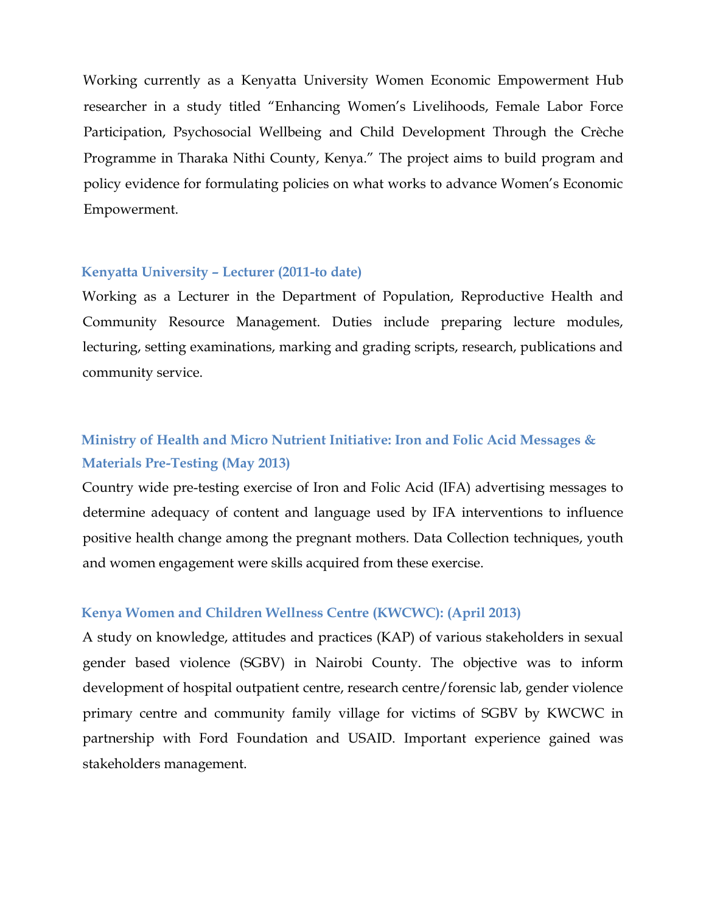Working currently as a Kenyatta University Women Economic Empowerment Hub researcher in a study titled "Enhancing Women's Livelihoods, Female Labor Force Participation, Psychosocial Wellbeing and Child Development Through the Crèche Programme in Tharaka Nithi County, Kenya." The project aims to build program and policy evidence for formulating policies on what works to advance Women's Economic Empowerment.

### Kenyatta University – Lecturer (2011-to date)

Working as a Lecturer in the Department of Population, Reproductive Health and Community Resource Management. Duties include preparing lecture modules, lecturing, setting examinations, marking and grading scripts, research, publications and community service.

### Ministry of Health and Micro Nutrient Initiative: Iron and Folic Acid Messages & Materials Pre-Testing (May 2013)

Country wide pre-testing exercise of Iron and Folic Acid (IFA) advertising messages to determine adequacy of content and language used by IFA interventions to influence positive health change among the pregnant mothers. Data Collection techniques, youth and women engagement were skills acquired from these exercise.

### Kenya Women and Children Wellness Centre (KWCWC): (April 2013)

A study on knowledge, attitudes and practices (KAP) of various stakeholders in sexual gender based violence (SGBV) in Nairobi County. The objective was to inform development of hospital outpatient centre, research centre/forensic lab, gender violence primary centre and community family village for victims of SGBV by KWCWC in partnership with Ford Foundation and USAID. Important experience gained was stakeholders management.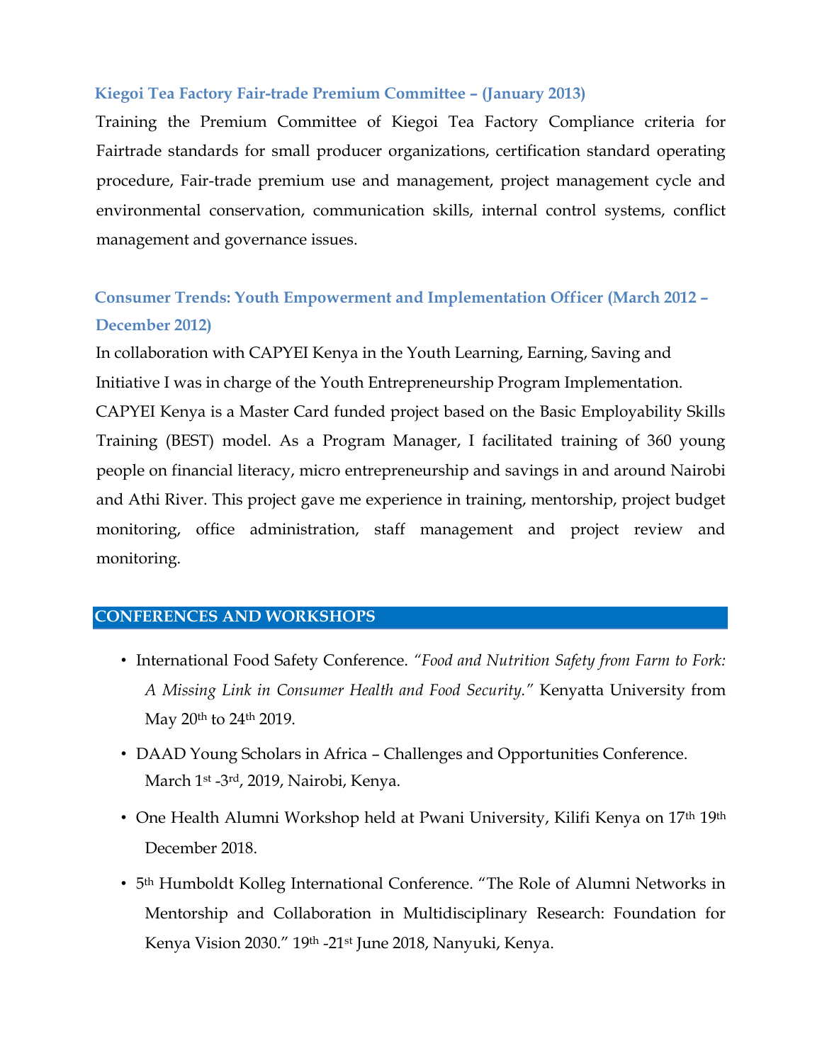### Kiegoi Tea Factory Fair-trade Premium Committee – (January 2013)

Training the Premium Committee of Kiegoi Tea Factory Compliance criteria for Fairtrade standards for small producer organizations, certification standard operating procedure, Fair-trade premium use and management, project management cycle and environmental conservation, communication skills, internal control systems, conflict management and governance issues.

### Consumer Trends: Youth Empowerment and Implementation Officer (March 2012 – December 2012)

In collaboration with CAPYEI Kenya in the Youth Learning, Earning, Saving and Initiative I was in charge of the Youth Entrepreneurship Program Implementation. CAPYEI Kenya is a Master Card funded project based on the Basic Employability Skills Training (BEST) model. As a Program Manager, I facilitated training of 360 young people on financial literacy, micro entrepreneurship and savings in and around Nairobi and Athi River. This project gave me experience in training, mentorship, project budget monitoring, office administration, staff management and project review and monitoring.

## CONFERENCES AND WORKSHOPS

- International Food Safety Conference. *"Food and Nutrition Safety from Farm to Fork: A Missing Link in Consumer Health and Food Security."* Kenyatta University from May 20th to 24th 2019.
- DAAD Young Scholars in Africa – Challenges and Opportunities Conference. March 1st -3rd, 2019, Nairobi, Kenya.
- One Health Alumni Workshop held at Pwani University, Kilifi Kenya on 17th 19th December 2018.
- 5th Humboldt Kolleg International Conference. "The Role of Alumni Networks in Mentorship and Collaboration in Multidisciplinary Research: Foundation for Kenya Vision 2030." 19th -21st June 2018, Nanyuki, Kenya.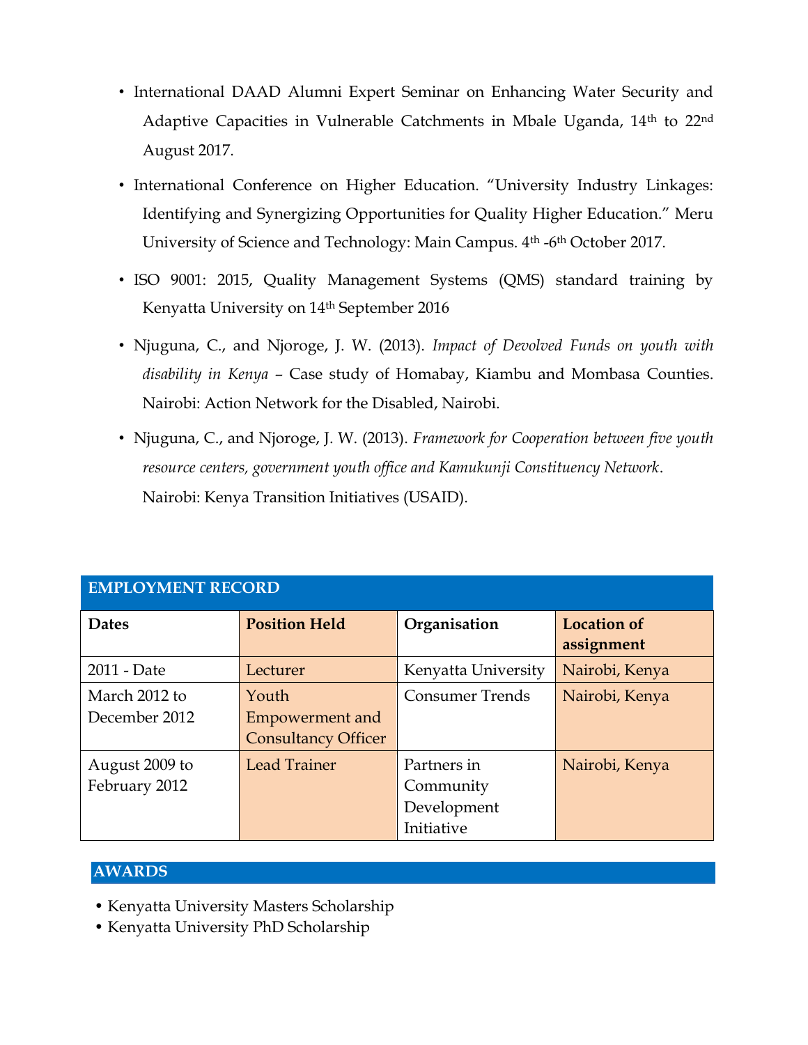- International DAAD Alumni Expert Seminar on Enhancing Water Security and Adaptive Capacities in Vulnerable Catchments in Mbale Uganda, 14th to 22nd August 2017.
- International Conference on Higher Education. "University Industry Linkages: Identifying and Synergizing Opportunities for Quality Higher Education." Meru University of Science and Technology: Main Campus. 4th -6th October 2017.
- ISO 9001: 2015, Quality Management Systems (QMS) standard training by Kenyatta University on 14th September 2016
- Njuguna, C., and Njoroge, J. W. (2013). *Impact of Devolved Funds on youth with disability in Kenya* – Case study of Homabay, Kiambu and Mombasa Counties. Nairobi: Action Network for the Disabled, Nairobi.
- Njuguna, C., and Njoroge, J. W. (2013). *Framework for Cooperation between five youth resource centers, government youth office and Kamukunji Constituency Network*. Nairobi: Kenya Transition Initiatives (USAID).

## EMPLOYMENT RECORD

| Dates | Position Held | Organisation | Location of assignment |
|---|---|---|---|
| 2011 - Date | Lecturer | Kenyatta University | Nairobi, Kenya |
| March 2012 to December 2012 | Youth Empowerment and Consultancy Officer | Consumer Trends | Nairobi, Kenya |
| August 2009 to February 2012 | Lead Trainer | Partners in Community Development Initiative | Nairobi, Kenya |

## AWARDS

- Kenyatta University Masters Scholarship
- Kenyatta University PhD Scholarship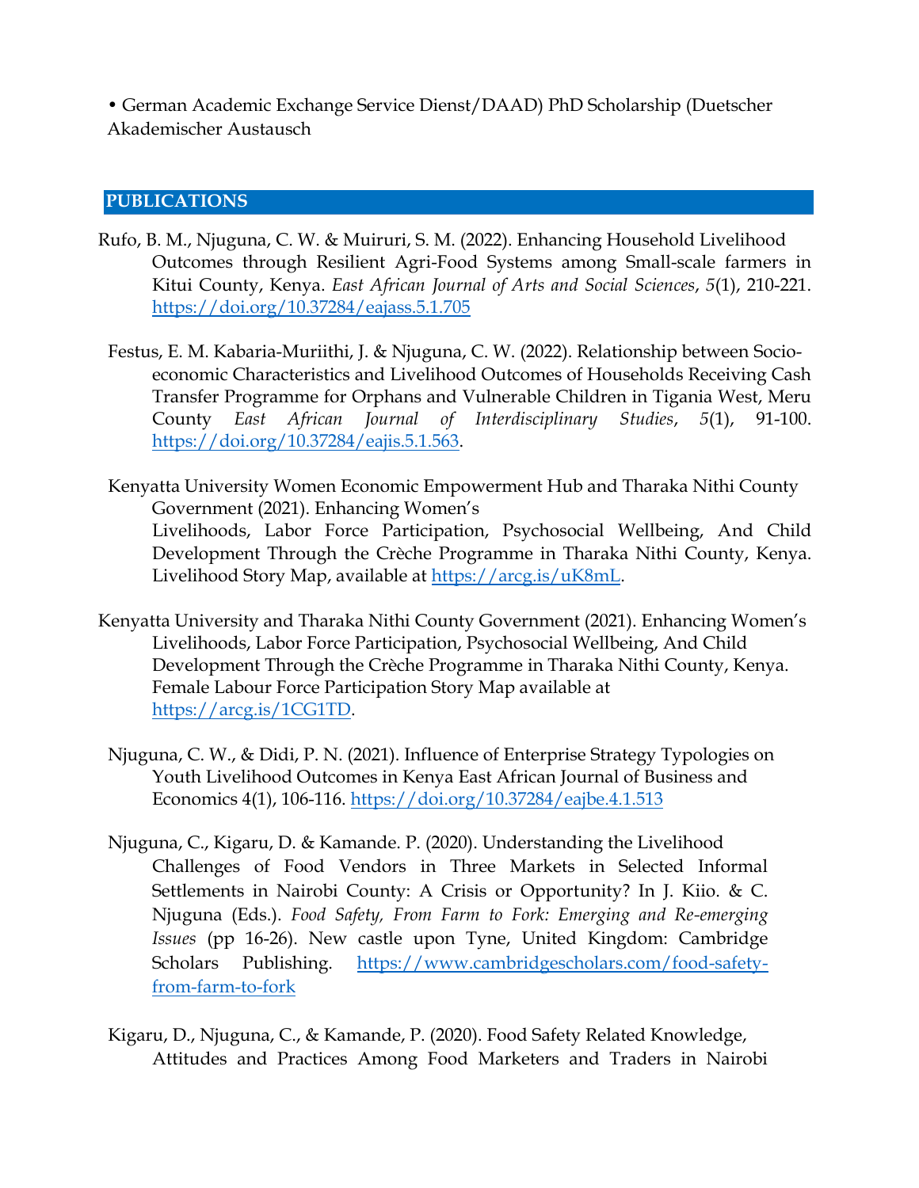• German Academic Exchange Service Dienst/DAAD) PhD Scholarship (Duetscher Akademischer Austausch

## PUBLICATIONS

Rufo, B. M., Njuguna, C. W. & Muiruri, S. M. (2022). Enhancing Household Livelihood Outcomes through Resilient Agri-Food Systems among Small-scale farmers in Kitui County, Kenya. *East African Journal of Arts and Social Sciences*, *5*(1), 210-221. https://doi.org/10.37284/eajass.5.1.705

Festus, E. M. Kabaria-Muriithi, J. & Njuguna, C. W. (2022). Relationship between Socio-economic Characteristics and Livelihood Outcomes of Households Receiving Cash Transfer Programme for Orphans and Vulnerable Children in Tigania West, Meru County *East African Journal of Interdisciplinary Studies*, *5*(1), 91-100. https://doi.org/10.37284/eajis.5.1.563.

Kenyatta University Women Economic Empowerment Hub and Tharaka Nithi County Government (2021). Enhancing Women's Livelihoods, Labor Force Participation, Psychosocial Wellbeing, And Child Development Through the Crèche Programme in Tharaka Nithi County, Kenya. Livelihood Story Map, available at https://arcg.is/uK8mL.

Kenyatta University and Tharaka Nithi County Government (2021). Enhancing Women's Livelihoods, Labor Force Participation, Psychosocial Wellbeing, And Child Development Through the Crèche Programme in Tharaka Nithi County, Kenya. Female Labour Force Participation Story Map available at https://arcg.is/1CG1TD.

Njuguna, C. W., & Didi, P. N. (2021). Influence of Enterprise Strategy Typologies on Youth Livelihood Outcomes in Kenya East African Journal of Business and Economics 4(1), 106-116. https://doi.org/10.37284/eajbe.4.1.513

Njuguna, C., Kigaru, D. & Kamande. P. (2020). Understanding the Livelihood Challenges of Food Vendors in Three Markets in Selected Informal Settlements in Nairobi County: A Crisis or Opportunity? In J. Kiio. & C. Njuguna (Eds.). *Food Safety, From Farm to Fork: Emerging and Re-emerging Issues* (pp 16-26). New castle upon Tyne, United Kingdom: Cambridge Scholars Publishing. https://www.cambridgescholars.com/food-safety-from-farm-to-fork

Kigaru, D., Njuguna, C., & Kamande, P. (2020). Food Safety Related Knowledge, Attitudes and Practices Among Food Marketers and Traders in Nairobi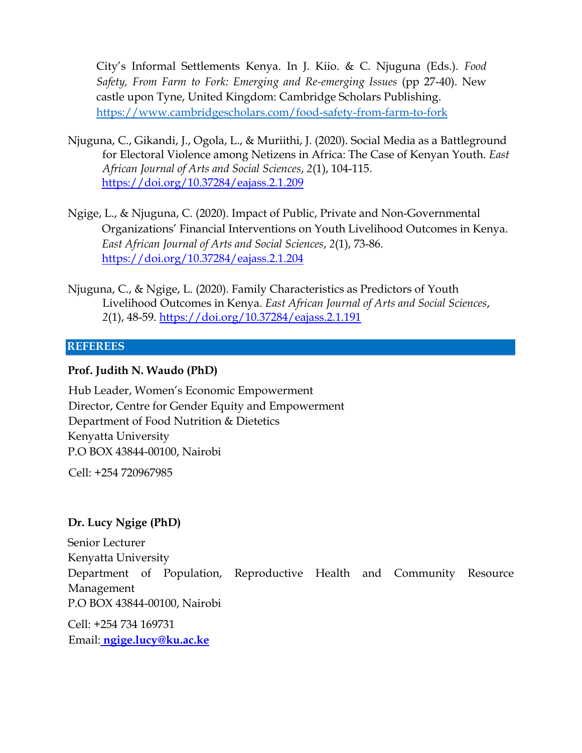City's Informal Settlements Kenya. In J. Kiio. & C. Njuguna (Eds.). *Food Safety, From Farm to Fork: Emerging and Re-emerging Issues* (pp 27-40). New castle upon Tyne, United Kingdom: Cambridge Scholars Publishing. https://www.cambridgescholars.com/food-safety-from-farm-to-fork

Njuguna, C., Gikandi, J., Ogola, L., & Muriithi, J. (2020). Social Media as a Battleground for Electoral Violence among Netizens in Africa: The Case of Kenyan Youth. *East African Journal of Arts and Social Sciences*, *2*(1), 104-115. https://doi.org/10.37284/eajass.2.1.209

Ngige, L., & Njuguna, C. (2020). Impact of Public, Private and Non-Governmental Organizations' Financial Interventions on Youth Livelihood Outcomes in Kenya. *East African Journal of Arts and Social Sciences*, *2*(1), 73-86. https://doi.org/10.37284/eajass.2.1.204

Njuguna, C., & Ngige, L. (2020). Family Characteristics as Predictors of Youth Livelihood Outcomes in Kenya. *East African Journal of Arts and Social Sciences*, *2*(1), 48-59. https://doi.org/10.37284/eajass.2.1.191

## REFEREES

**Prof. Judith N. Waudo (PhD)**

Hub Leader, Women's Economic Empowerment
Director, Centre for Gender Equity and Empowerment
Department of Food Nutrition & Dietetics
Kenyatta University
P.O BOX 43844-00100, Nairobi

Cell: +254 720967985

**Dr. Lucy Ngige (PhD)**

Senior Lecturer
Kenyatta University
Department of Population, Reproductive Health and Community Resource Management
P.O BOX 43844-00100, Nairobi

Cell: +254 734 169731
Email: **ngige.lucy@ku.ac.ke**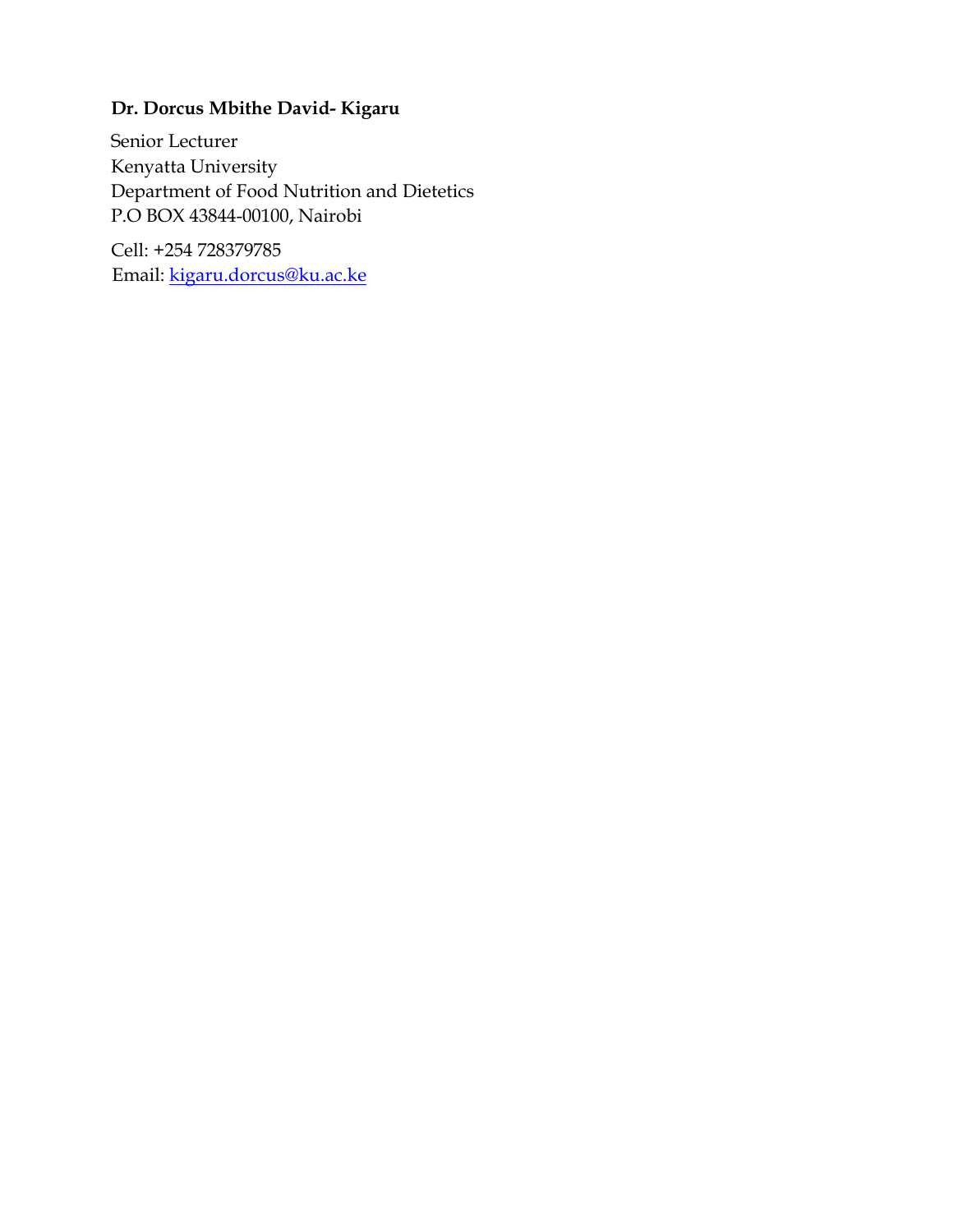**Dr. Dorcus Mbithe David- Kigaru**

Senior Lecturer
Kenyatta University
Department of Food Nutrition and Dietetics
P.O BOX 43844-00100, Nairobi

Cell: +254 728379785
Email: kigaru.dorcus@ku.ac.ke